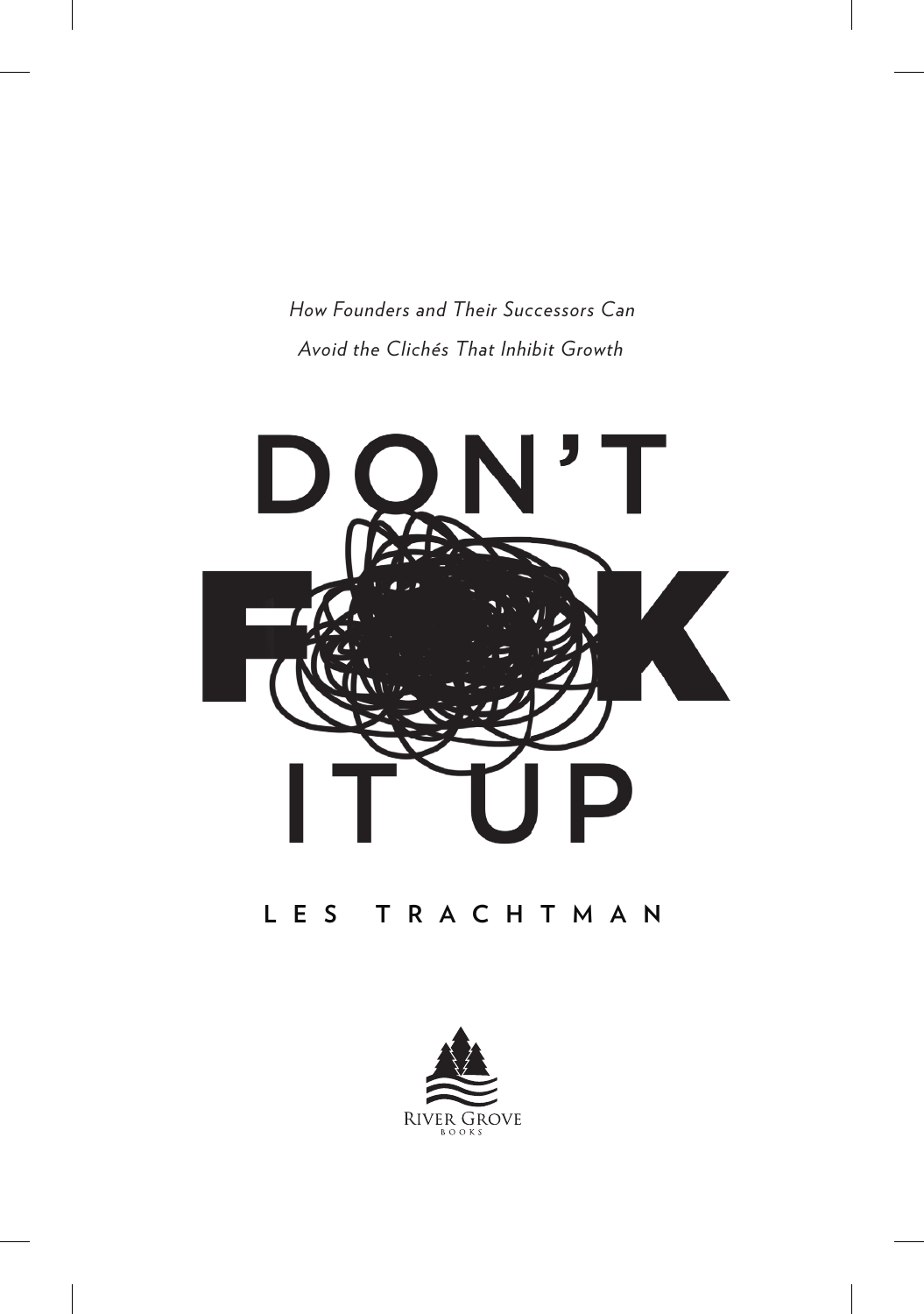*How Founders and Their Successors Can Avoid the Clichés That Inhibit Growth*

# DON'T F**K IT UP

**LES TRACHTMAN**

RIVER GROVE BOOKS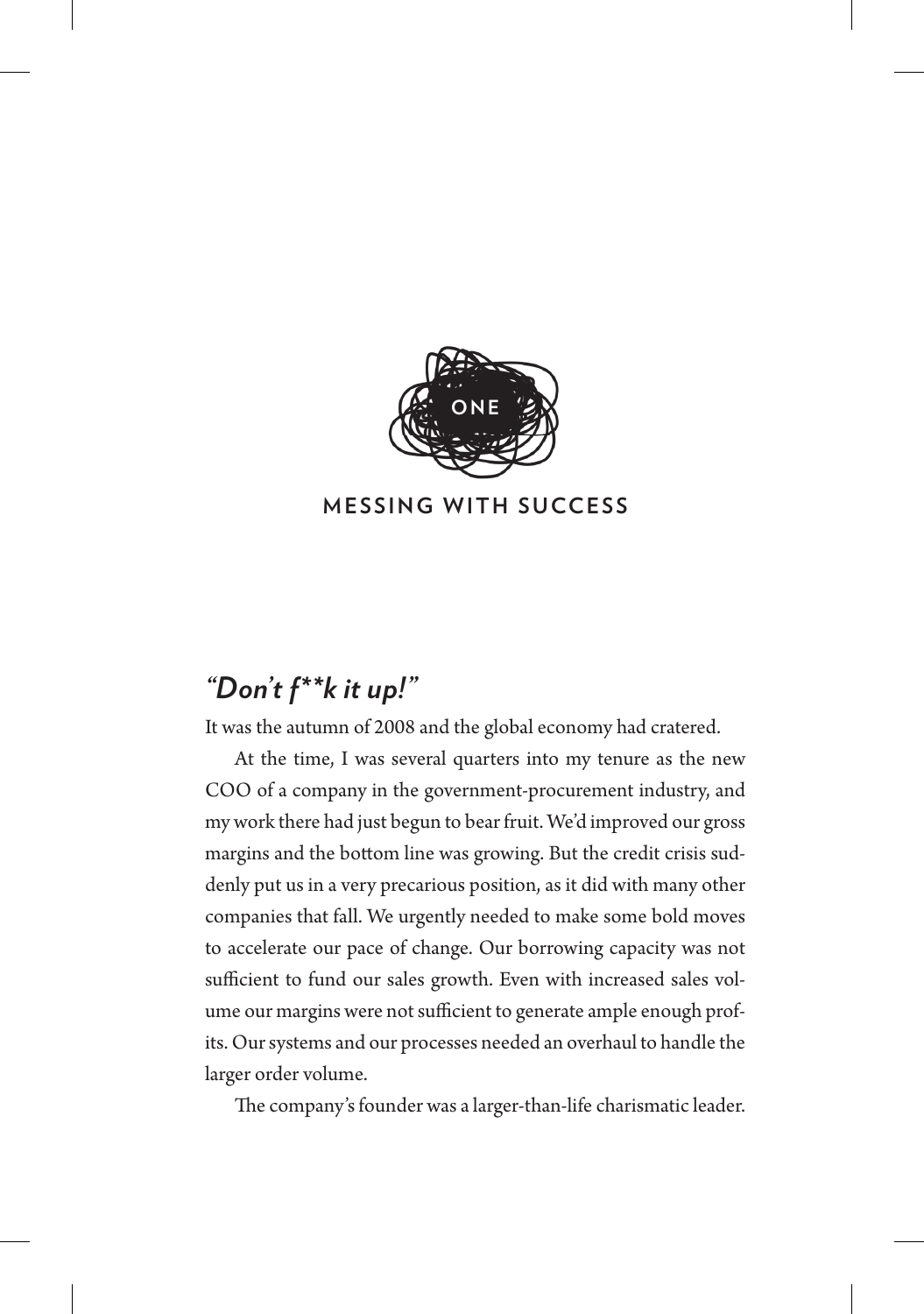# ONE

# MESSING WITH SUCCESS

## *"Don't f**k it up!"*

It was the autumn of 2008 and the global economy had cratered.

At the time, I was several quarters into my tenure as the new COO of a company in the government-procurement industry, and my work there had just begun to bear fruit. We'd improved our gross margins and the bottom line was growing. But the credit crisis suddenly put us in a very precarious position, as it did with many other companies that fall. We urgently needed to make some bold moves to accelerate our pace of change. Our borrowing capacity was not sufficient to fund our sales growth. Even with increased sales volume our margins were not sufficient to generate ample enough profits. Our systems and our processes needed an overhaul to handle the larger order volume.

The company's founder was a larger-than-life charismatic leader.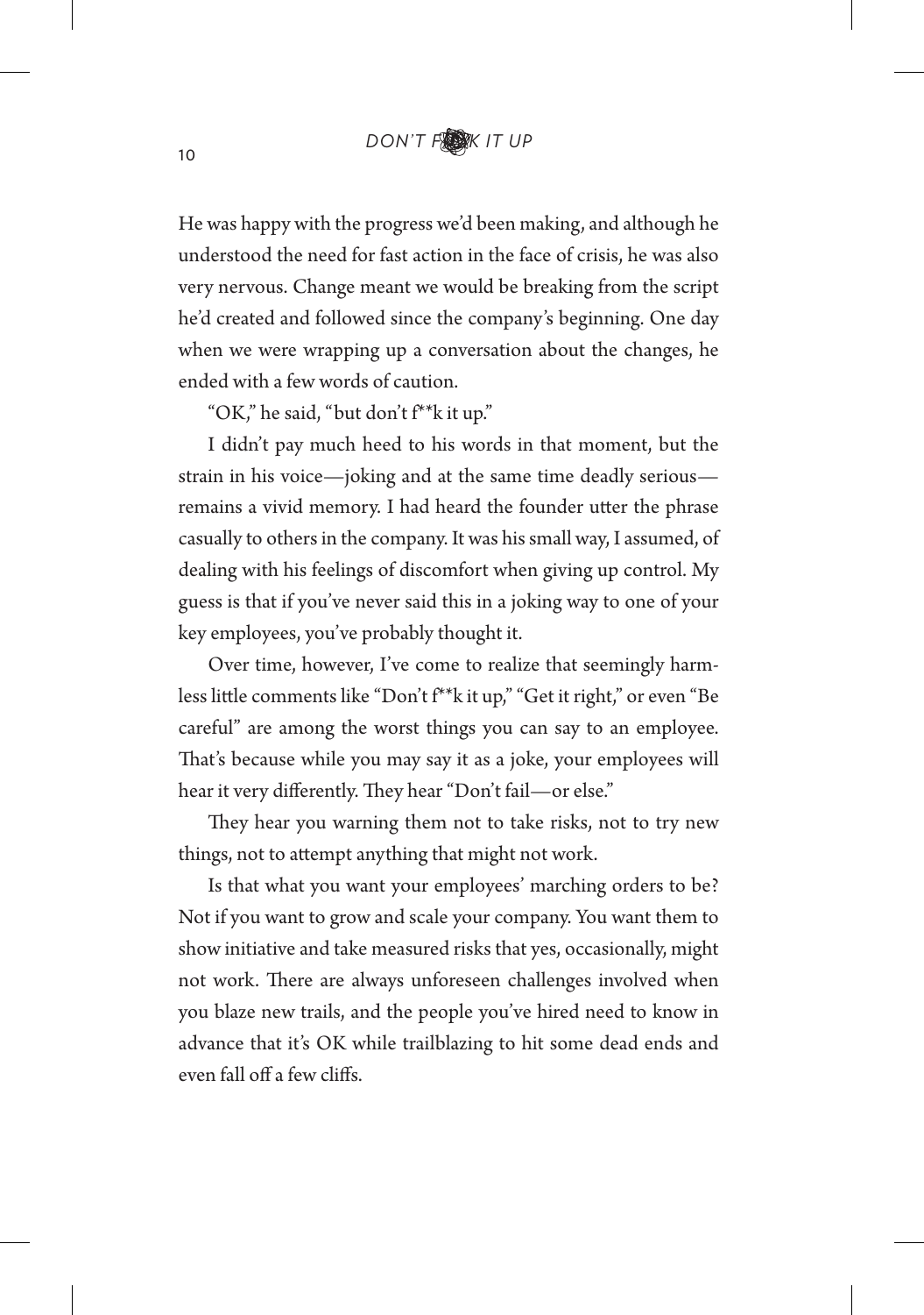He was happy with the progress we'd been making, and although he understood the need for fast action in the face of crisis, he was also very nervous. Change meant we would be breaking from the script he'd created and followed since the company's beginning. One day when we were wrapping up a conversation about the changes, he ended with a few words of caution.

"OK," he said, "but don't f**k it up."

I didn't pay much heed to his words in that moment, but the strain in his voice—joking and at the same time deadly serious—remains a vivid memory. I had heard the founder utter the phrase casually to others in the company. It was his small way, I assumed, of dealing with his feelings of discomfort when giving up control. My guess is that if you've never said this in a joking way to one of your key employees, you've probably thought it.

Over time, however, I've come to realize that seemingly harmless little comments like "Don't f**k it up," "Get it right," or even "Be careful" are among the worst things you can say to an employee. That's because while you may say it as a joke, your employees will hear it very differently. They hear "Don't fail—or else."

They hear you warning them not to take risks, not to try new things, not to attempt anything that might not work.

Is that what you want your employees' marching orders to be? Not if you want to grow and scale your company. You want them to show initiative and take measured risks that yes, occasionally, might not work. There are always unforeseen challenges involved when you blaze new trails, and the people you've hired need to know in advance that it's OK while trailblazing to hit some dead ends and even fall off a few cliffs.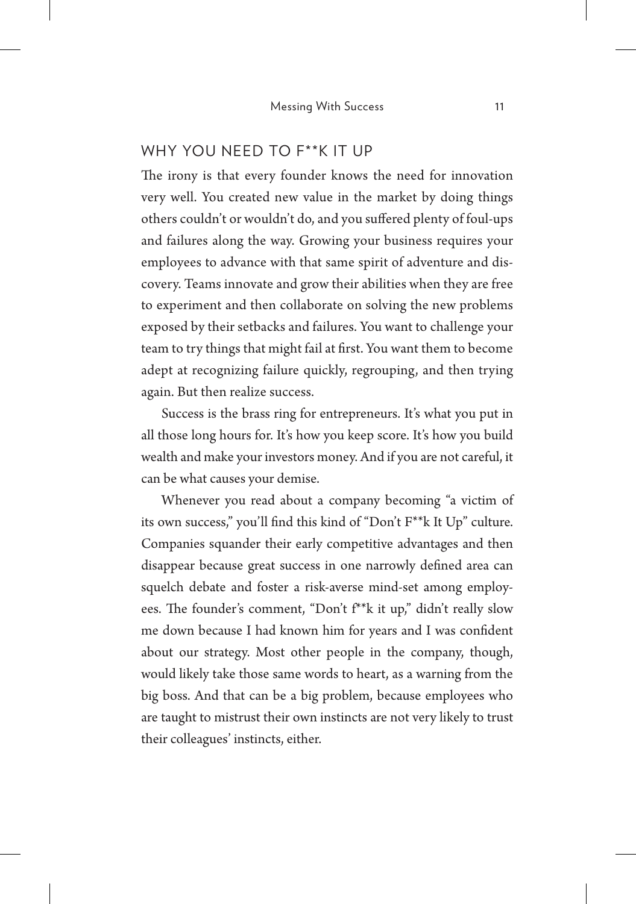## WHY YOU NEED TO F**K IT UP

The irony is that every founder knows the need for innovation very well. You created new value in the market by doing things others couldn't or wouldn't do, and you suffered plenty of foul-ups and failures along the way. Growing your business requires your employees to advance with that same spirit of adventure and discovery. Teams innovate and grow their abilities when they are free to experiment and then collaborate on solving the new problems exposed by their setbacks and failures. You want to challenge your team to try things that might fail at first. You want them to become adept at recognizing failure quickly, regrouping, and then trying again. But then realize success.

Success is the brass ring for entrepreneurs. It's what you put in all those long hours for. It's how you keep score. It's how you build wealth and make your investors money. And if you are not careful, it can be what causes your demise.

Whenever you read about a company becoming "a victim of its own success," you'll find this kind of "Don't F**k It Up" culture. Companies squander their early competitive advantages and then disappear because great success in one narrowly defined area can squelch debate and foster a risk-averse mind-set among employees. The founder's comment, "Don't f**k it up," didn't really slow me down because I had known him for years and I was confident about our strategy. Most other people in the company, though, would likely take those same words to heart, as a warning from the big boss. And that can be a big problem, because employees who are taught to mistrust their own instincts are not very likely to trust their colleagues' instincts, either.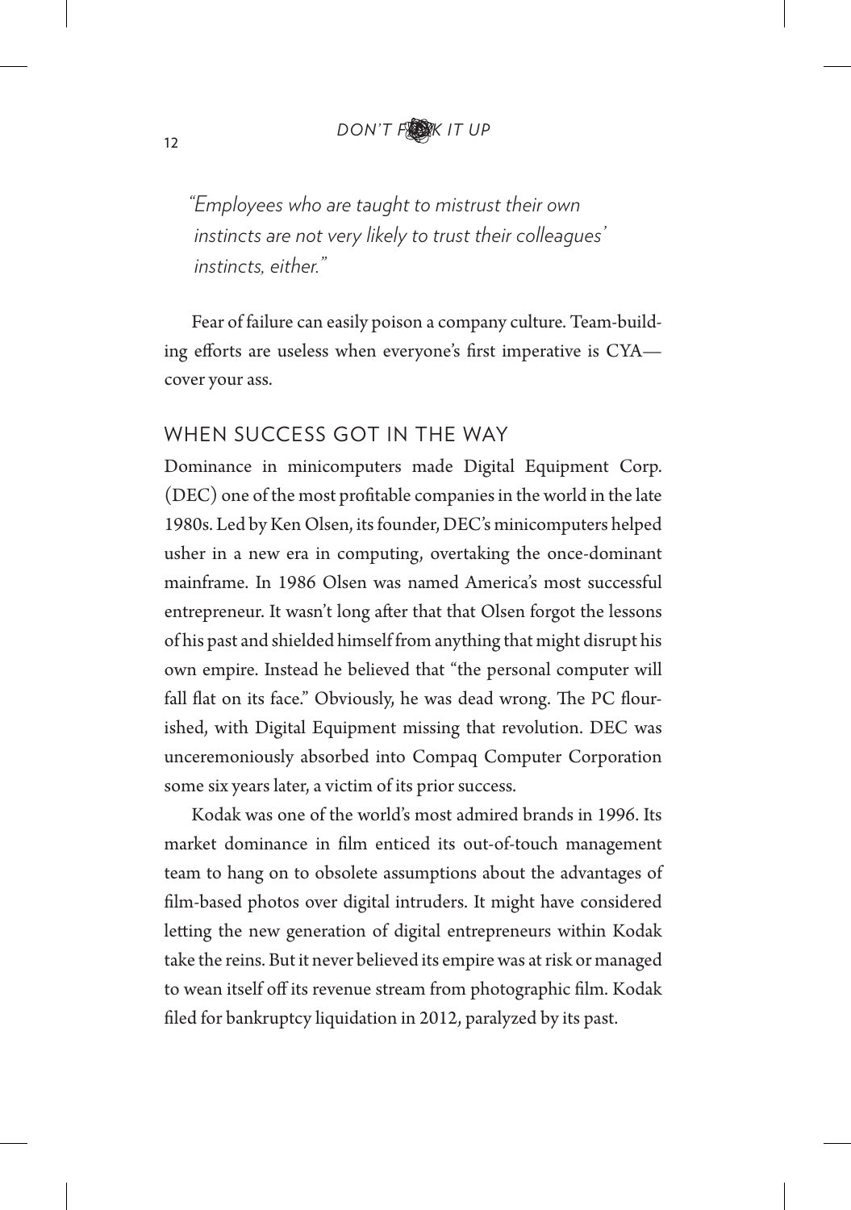*"Employees who are taught to mistrust their own instincts are not very likely to trust their colleagues' instincts, either."*

Fear of failure can easily poison a company culture. Team-building efforts are useless when everyone's first imperative is CYA—cover your ass.

## WHEN SUCCESS GOT IN THE WAY

Dominance in minicomputers made Digital Equipment Corp. (DEC) one of the most profitable companies in the world in the late 1980s. Led by Ken Olsen, its founder, DEC's minicomputers helped usher in a new era in computing, overtaking the once-dominant mainframe. In 1986 Olsen was named America's most successful entrepreneur. It wasn't long after that that Olsen forgot the lessons of his past and shielded himself from anything that might disrupt his own empire. Instead he believed that "the personal computer will fall flat on its face." Obviously, he was dead wrong. The PC flourished, with Digital Equipment missing that revolution. DEC was unceremoniously absorbed into Compaq Computer Corporation some six years later, a victim of its prior success.

Kodak was one of the world's most admired brands in 1996. Its market dominance in film enticed its out-of-touch management team to hang on to obsolete assumptions about the advantages of film-based photos over digital intruders. It might have considered letting the new generation of digital entrepreneurs within Kodak take the reins. But it never believed its empire was at risk or managed to wean itself off its revenue stream from photographic film. Kodak filed for bankruptcy liquidation in 2012, paralyzed by its past.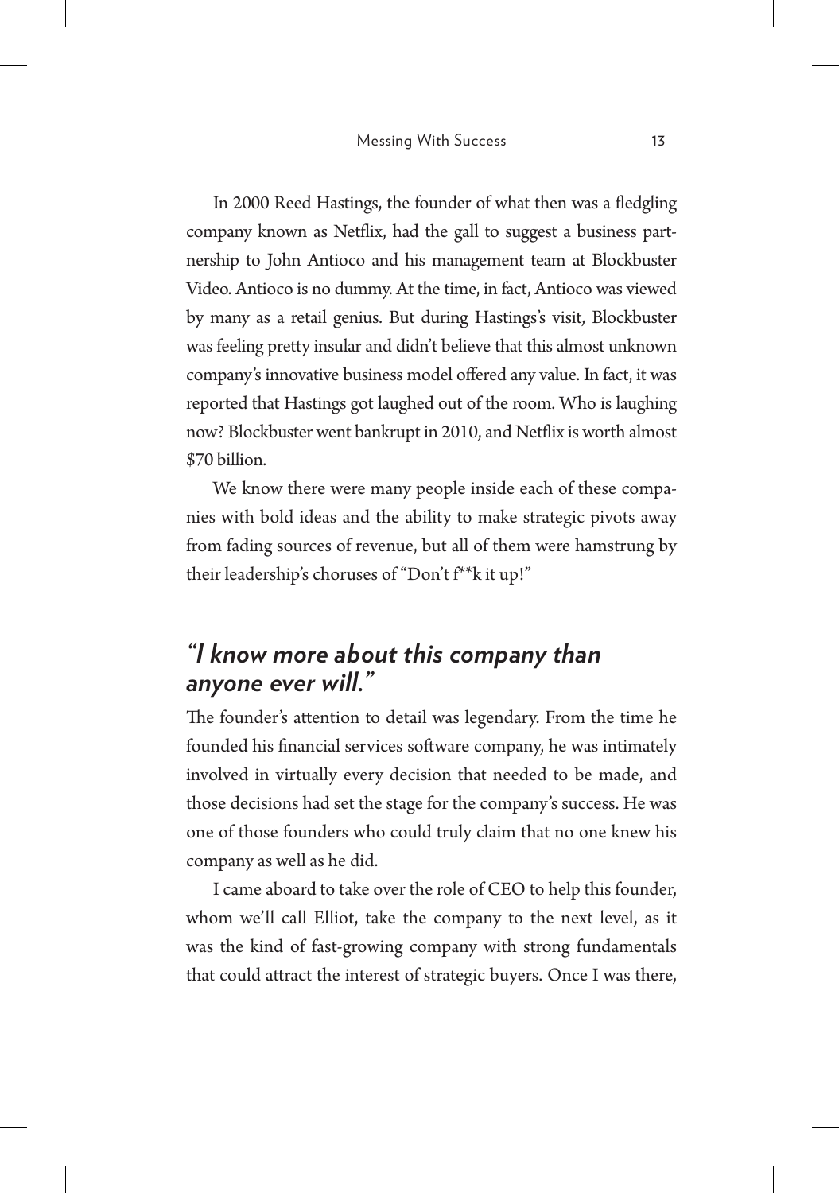In 2000 Reed Hastings, the founder of what then was a fledgling company known as Netflix, had the gall to suggest a business partnership to John Antioco and his management team at Blockbuster Video. Antioco is no dummy. At the time, in fact, Antioco was viewed by many as a retail genius. But during Hastings's visit, Blockbuster was feeling pretty insular and didn't believe that this almost unknown company's innovative business model offered any value. In fact, it was reported that Hastings got laughed out of the room. Who is laughing now? Blockbuster went bankrupt in 2010, and Netflix is worth almost $70 billion.

We know there were many people inside each of these companies with bold ideas and the ability to make strategic pivots away from fading sources of revenue, but all of them were hamstrung by their leadership's choruses of "Don't f**k it up!"

## *"I know more about this company than anyone ever will."*

The founder's attention to detail was legendary. From the time he founded his financial services software company, he was intimately involved in virtually every decision that needed to be made, and those decisions had set the stage for the company's success. He was one of those founders who could truly claim that no one knew his company as well as he did.

I came aboard to take over the role of CEO to help this founder, whom we'll call Elliot, take the company to the next level, as it was the kind of fast-growing company with strong fundamentals that could attract the interest of strategic buyers. Once I was there,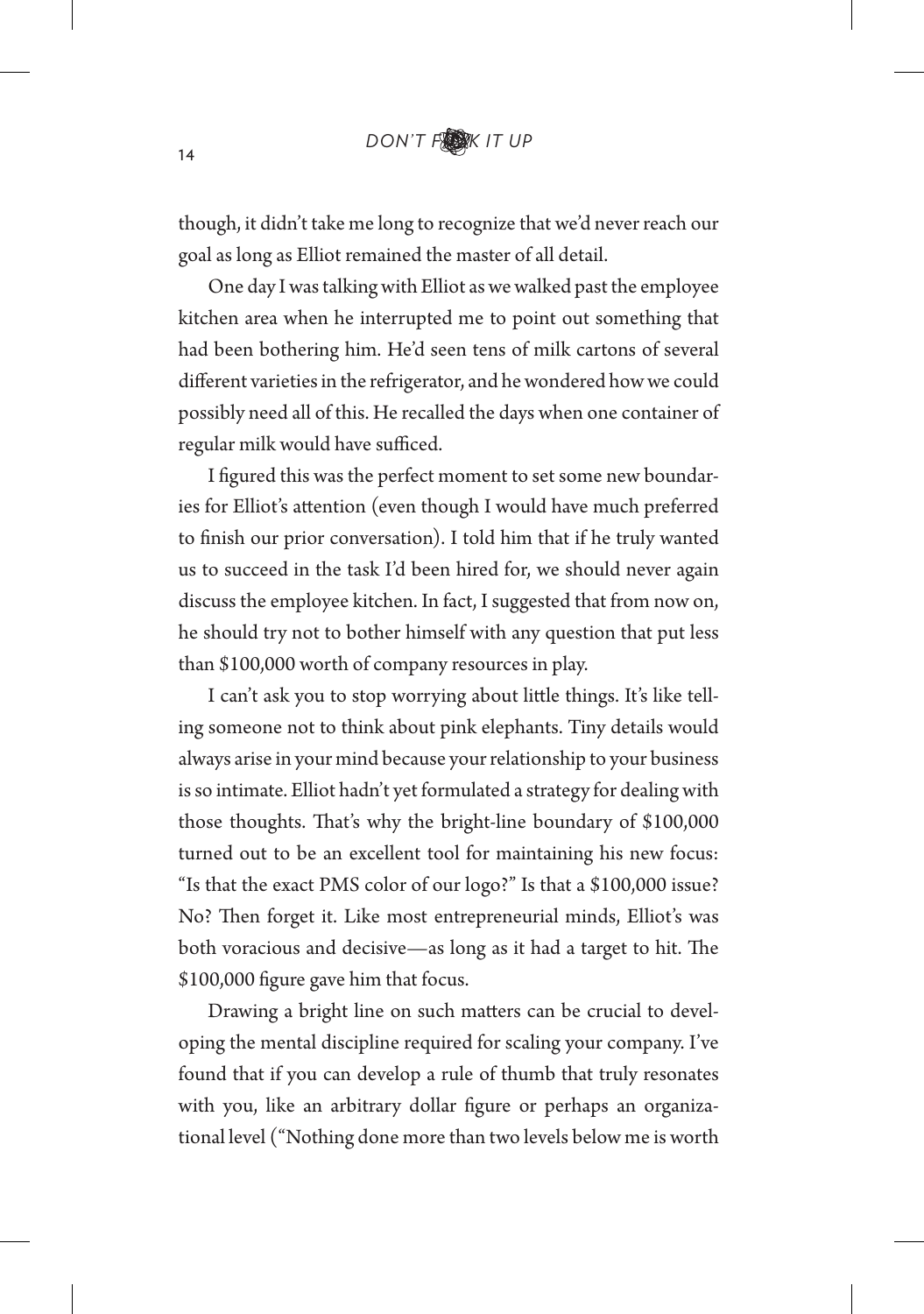though, it didn't take me long to recognize that we'd never reach our goal as long as Elliot remained the master of all detail.

One day I was talking with Elliot as we walked past the employee kitchen area when he interrupted me to point out something that had been bothering him. He'd seen tens of milk cartons of several different varieties in the refrigerator, and he wondered how we could possibly need all of this. He recalled the days when one container of regular milk would have sufficed.

I figured this was the perfect moment to set some new boundaries for Elliot's attention (even though I would have much preferred to finish our prior conversation). I told him that if he truly wanted us to succeed in the task I'd been hired for, we should never again discuss the employee kitchen. In fact, I suggested that from now on, he should try not to bother himself with any question that put less than $100,000 worth of company resources in play.

I can't ask you to stop worrying about little things. It's like telling someone not to think about pink elephants. Tiny details would always arise in your mind because your relationship to your business is so intimate. Elliot hadn't yet formulated a strategy for dealing with those thoughts. That's why the bright-line boundary of $100,000 turned out to be an excellent tool for maintaining his new focus: "Is that the exact PMS color of our logo?" Is that a $100,000 issue? No? Then forget it. Like most entrepreneurial minds, Elliot's was both voracious and decisive—as long as it had a target to hit. The $100,000 figure gave him that focus.

Drawing a bright line on such matters can be crucial to developing the mental discipline required for scaling your company. I've found that if you can develop a rule of thumb that truly resonates with you, like an arbitrary dollar figure or perhaps an organizational level ("Nothing done more than two levels below me is worth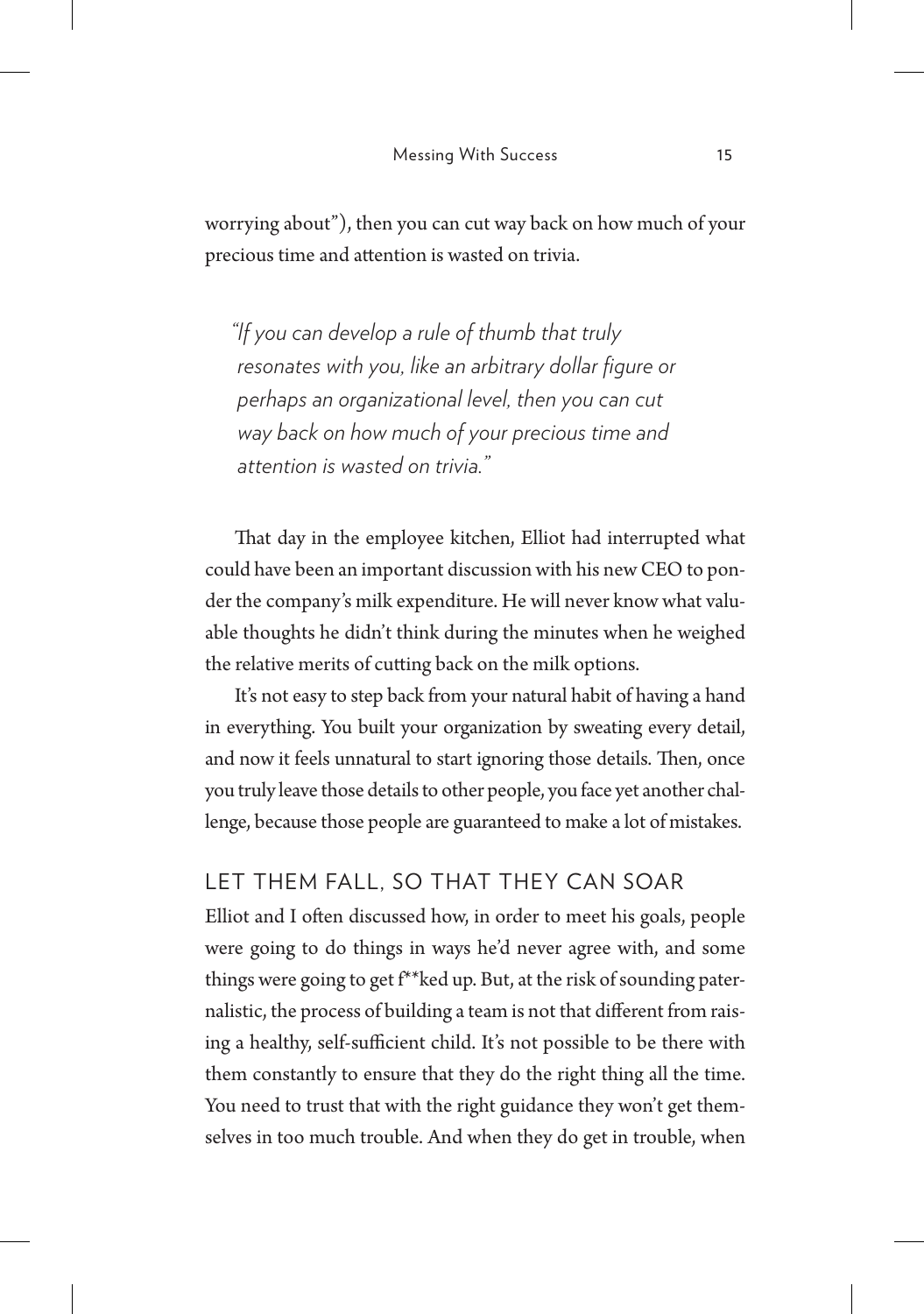worrying about"), then you can cut way back on how much of your precious time and attention is wasted on trivia.

> *"If you can develop a rule of thumb that truly resonates with you, like an arbitrary dollar figure or perhaps an organizational level, then you can cut way back on how much of your precious time and attention is wasted on trivia."*

That day in the employee kitchen, Elliot had interrupted what could have been an important discussion with his new CEO to ponder the company's milk expenditure. He will never know what valuable thoughts he didn't think during the minutes when he weighed the relative merits of cutting back on the milk options.

It's not easy to step back from your natural habit of having a hand in everything. You built your organization by sweating every detail, and now it feels unnatural to start ignoring those details. Then, once you truly leave those details to other people, you face yet another challenge, because those people are guaranteed to make a lot of mistakes.

## LET THEM FALL, SO THAT THEY CAN SOAR

Elliot and I often discussed how, in order to meet his goals, people were going to do things in ways he'd never agree with, and some things were going to get f**ked up. But, at the risk of sounding paternalistic, the process of building a team is not that different from raising a healthy, self-sufficient child. It's not possible to be there with them constantly to ensure that they do the right thing all the time. You need to trust that with the right guidance they won't get themselves in too much trouble. And when they do get in trouble, when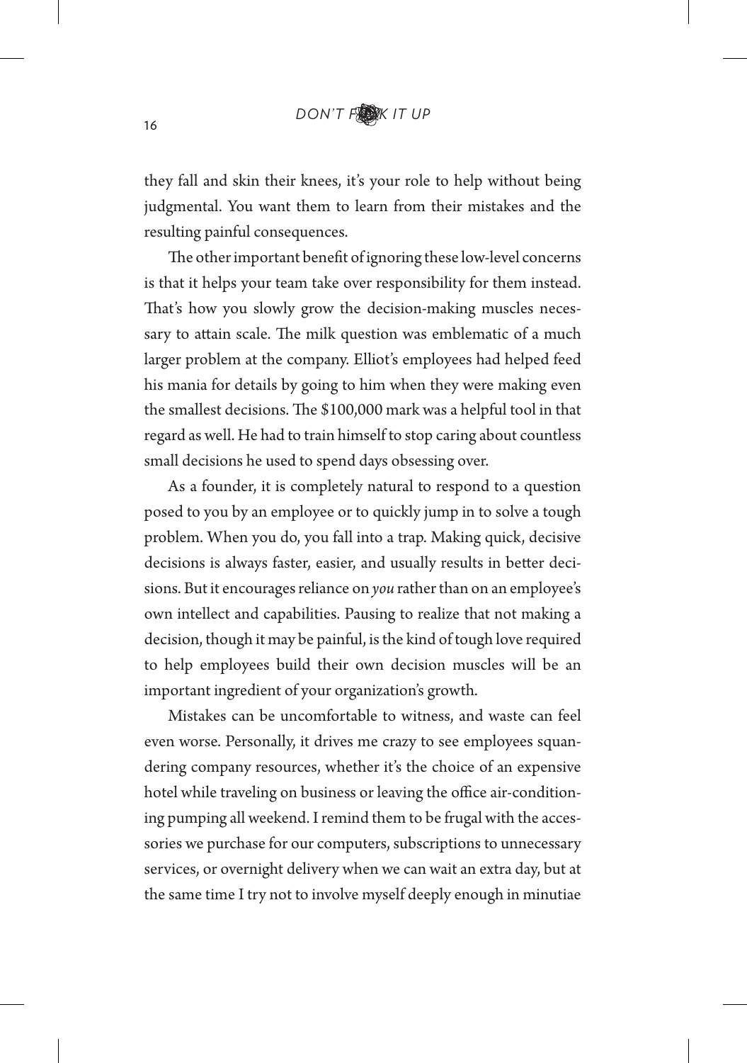they fall and skin their knees, it's your role to help without being judgmental. You want them to learn from their mistakes and the resulting painful consequences.

The other important benefit of ignoring these low-level concerns is that it helps your team take over responsibility for them instead. That's how you slowly grow the decision-making muscles necessary to attain scale. The milk question was emblematic of a much larger problem at the company. Elliot's employees had helped feed his mania for details by going to him when they were making even the smallest decisions. The $100,000 mark was a helpful tool in that regard as well. He had to train himself to stop caring about countless small decisions he used to spend days obsessing over.

As a founder, it is completely natural to respond to a question posed to you by an employee or to quickly jump in to solve a tough problem. When you do, you fall into a trap. Making quick, decisive decisions is always faster, easier, and usually results in better decisions. But it encourages reliance on *you* rather than on an employee's own intellect and capabilities. Pausing to realize that not making a decision, though it may be painful, is the kind of tough love required to help employees build their own decision muscles will be an important ingredient of your organization's growth.

Mistakes can be uncomfortable to witness, and waste can feel even worse. Personally, it drives me crazy to see employees squandering company resources, whether it's the choice of an expensive hotel while traveling on business or leaving the office air-conditioning pumping all weekend. I remind them to be frugal with the accessories we purchase for our computers, subscriptions to unnecessary services, or overnight delivery when we can wait an extra day, but at the same time I try not to involve myself deeply enough in minutiae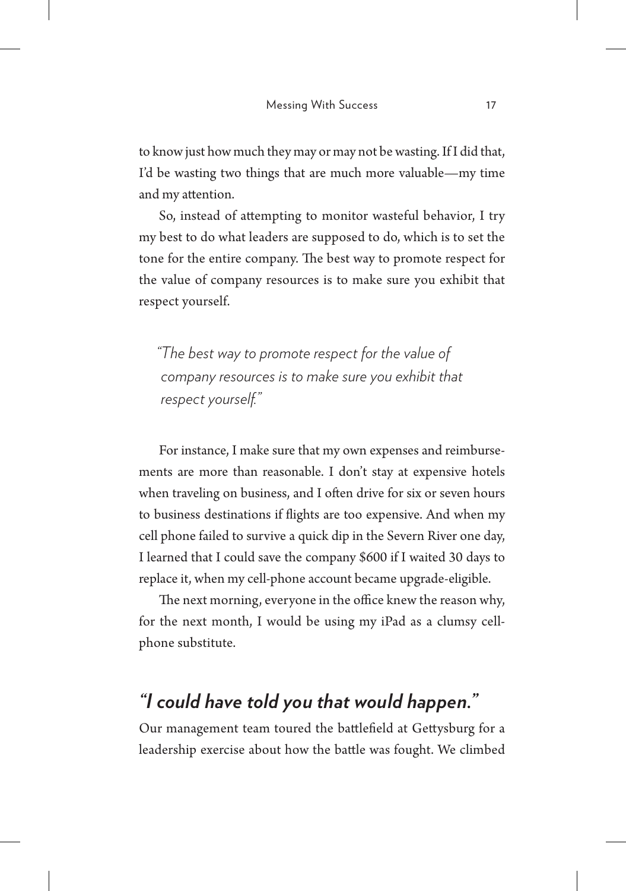to know just how much they may or may not be wasting. If I did that, I'd be wasting two things that are much more valuable—my time and my attention.

So, instead of attempting to monitor wasteful behavior, I try my best to do what leaders are supposed to do, which is to set the tone for the entire company. The best way to promote respect for the value of company resources is to make sure you exhibit that respect yourself.

> *"The best way to promote respect for the value of company resources is to make sure you exhibit that respect yourself."*

For instance, I make sure that my own expenses and reimbursements are more than reasonable. I don't stay at expensive hotels when traveling on business, and I often drive for six or seven hours to business destinations if flights are too expensive. And when my cell phone failed to survive a quick dip in the Severn River one day, I learned that I could save the company $600 if I waited 30 days to replace it, when my cell-phone account became upgrade-eligible.

The next morning, everyone in the office knew the reason why, for the next month, I would be using my iPad as a clumsy cell-phone substitute.

## *"I could have told you that would happen."*

Our management team toured the battlefield at Gettysburg for a leadership exercise about how the battle was fought. We climbed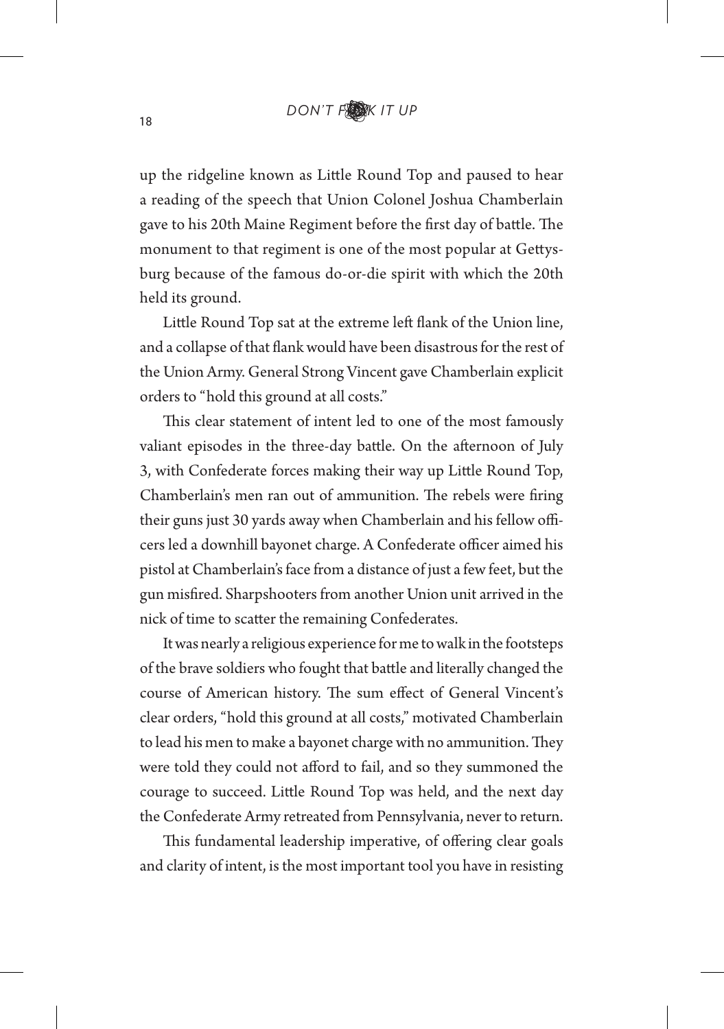up the ridgeline known as Little Round Top and paused to hear a reading of the speech that Union Colonel Joshua Chamberlain gave to his 20th Maine Regiment before the first day of battle. The monument to that regiment is one of the most popular at Gettysburg because of the famous do-or-die spirit with which the 20th held its ground.

Little Round Top sat at the extreme left flank of the Union line, and a collapse of that flank would have been disastrous for the rest of the Union Army. General Strong Vincent gave Chamberlain explicit orders to "hold this ground at all costs."

This clear statement of intent led to one of the most famously valiant episodes in the three-day battle. On the afternoon of July 3, with Confederate forces making their way up Little Round Top, Chamberlain's men ran out of ammunition. The rebels were firing their guns just 30 yards away when Chamberlain and his fellow officers led a downhill bayonet charge. A Confederate officer aimed his pistol at Chamberlain's face from a distance of just a few feet, but the gun misfired. Sharpshooters from another Union unit arrived in the nick of time to scatter the remaining Confederates.

It was nearly a religious experience for me to walk in the footsteps of the brave soldiers who fought that battle and literally changed the course of American history. The sum effect of General Vincent's clear orders, "hold this ground at all costs," motivated Chamberlain to lead his men to make a bayonet charge with no ammunition. They were told they could not afford to fail, and so they summoned the courage to succeed. Little Round Top was held, and the next day the Confederate Army retreated from Pennsylvania, never to return.

This fundamental leadership imperative, of offering clear goals and clarity of intent, is the most important tool you have in resisting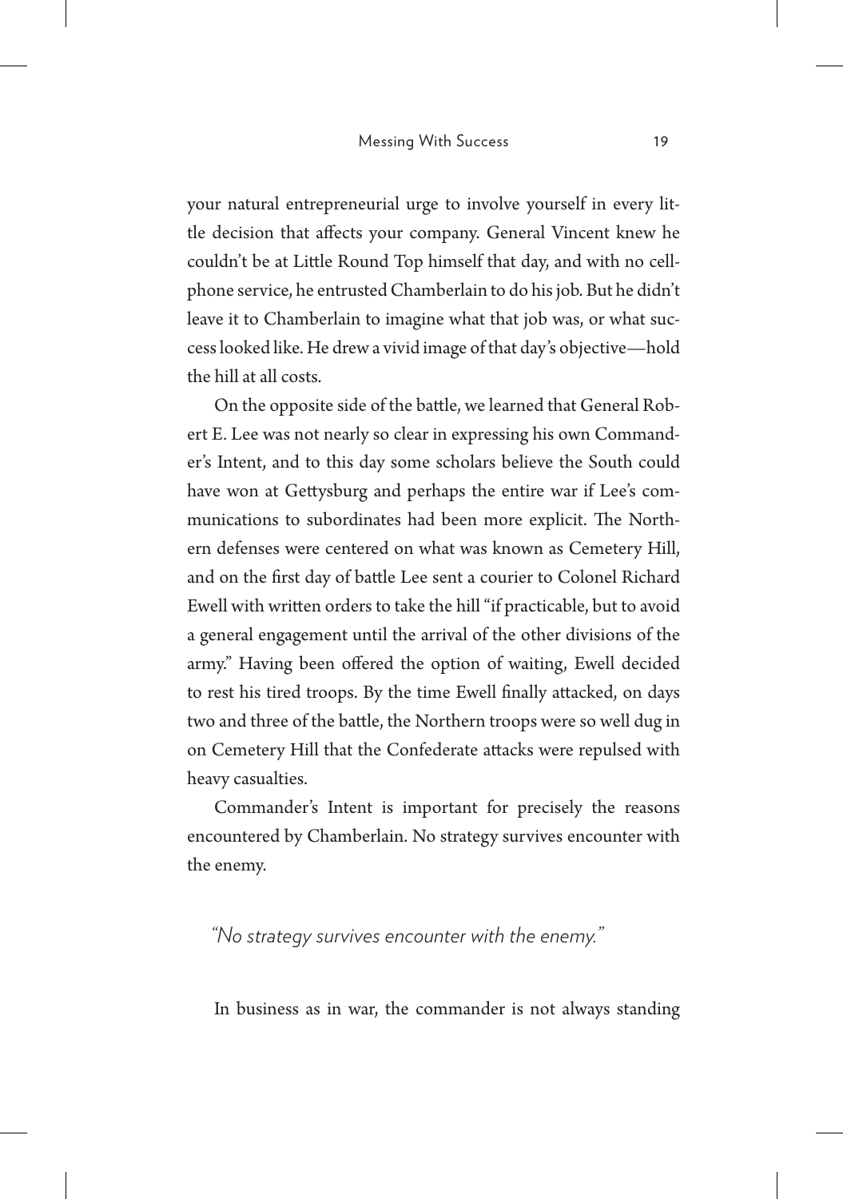your natural entrepreneurial urge to involve yourself in every little decision that affects your company. General Vincent knew he couldn't be at Little Round Top himself that day, and with no cellphone service, he entrusted Chamberlain to do his job. But he didn't leave it to Chamberlain to imagine what that job was, or what success looked like. He drew a vivid image of that day's objective—hold the hill at all costs.

On the opposite side of the battle, we learned that General Robert E. Lee was not nearly so clear in expressing his own Commander's Intent, and to this day some scholars believe the South could have won at Gettysburg and perhaps the entire war if Lee's communications to subordinates had been more explicit. The Northern defenses were centered on what was known as Cemetery Hill, and on the first day of battle Lee sent a courier to Colonel Richard Ewell with written orders to take the hill "if practicable, but to avoid a general engagement until the arrival of the other divisions of the army." Having been offered the option of waiting, Ewell decided to rest his tired troops. By the time Ewell finally attacked, on days two and three of the battle, the Northern troops were so well dug in on Cemetery Hill that the Confederate attacks were repulsed with heavy casualties.

Commander's Intent is important for precisely the reasons encountered by Chamberlain. No strategy survives encounter with the enemy.

> *"No strategy survives encounter with the enemy."*

In business as in war, the commander is not always standing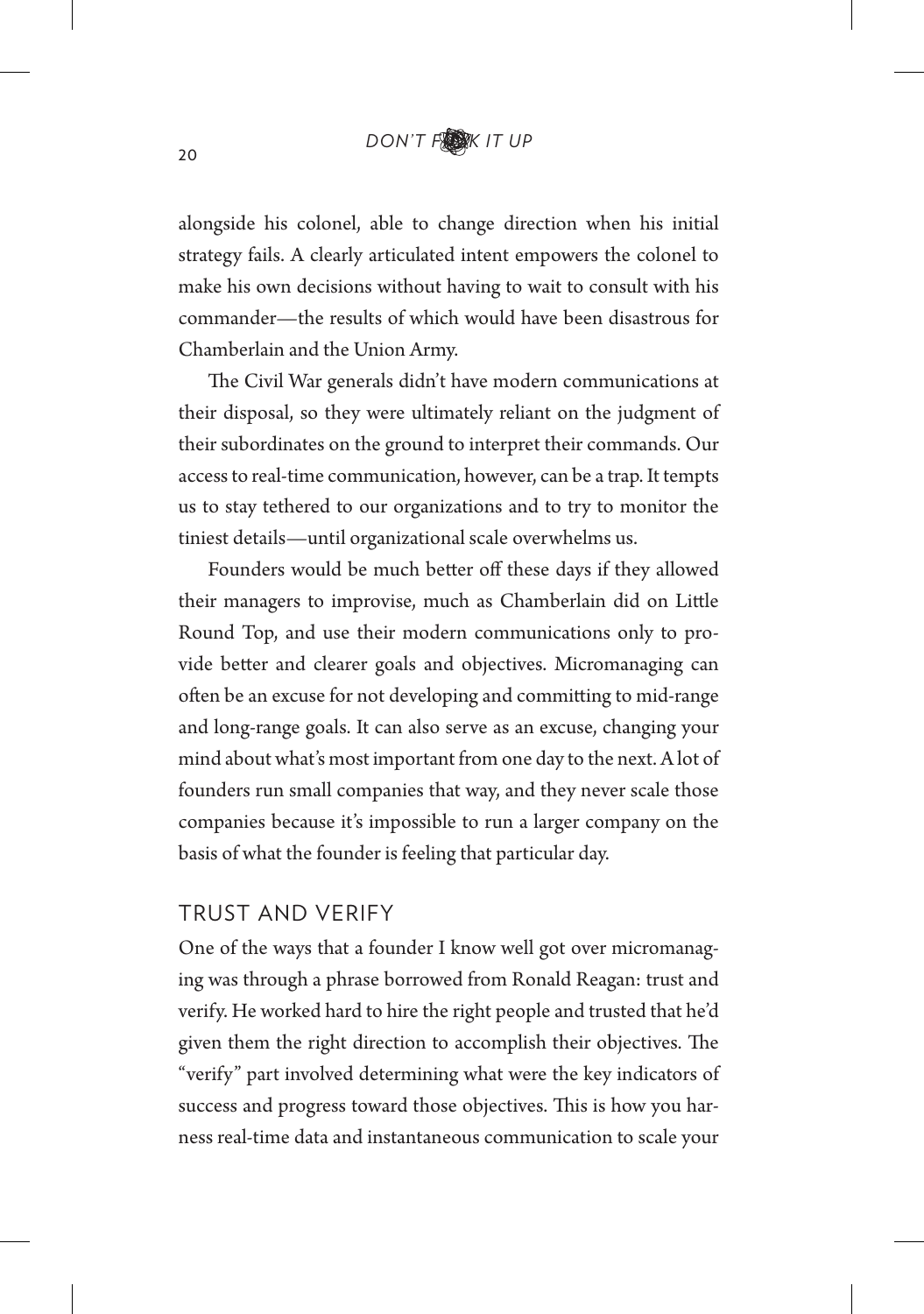alongside his colonel, able to change direction when his initial strategy fails. A clearly articulated intent empowers the colonel to make his own decisions without having to wait to consult with his commander—the results of which would have been disastrous for Chamberlain and the Union Army.

The Civil War generals didn't have modern communications at their disposal, so they were ultimately reliant on the judgment of their subordinates on the ground to interpret their commands. Our access to real-time communication, however, can be a trap. It tempts us to stay tethered to our organizations and to try to monitor the tiniest details—until organizational scale overwhelms us.

Founders would be much better off these days if they allowed their managers to improvise, much as Chamberlain did on Little Round Top, and use their modern communications only to provide better and clearer goals and objectives. Micromanaging can often be an excuse for not developing and committing to mid-range and long-range goals. It can also serve as an excuse, changing your mind about what's most important from one day to the next. A lot of founders run small companies that way, and they never scale those companies because it's impossible to run a larger company on the basis of what the founder is feeling that particular day.

## TRUST AND VERIFY

One of the ways that a founder I know well got over micromanaging was through a phrase borrowed from Ronald Reagan: trust and verify. He worked hard to hire the right people and trusted that he'd given them the right direction to accomplish their objectives. The "verify" part involved determining what were the key indicators of success and progress toward those objectives. This is how you harness real-time data and instantaneous communication to scale your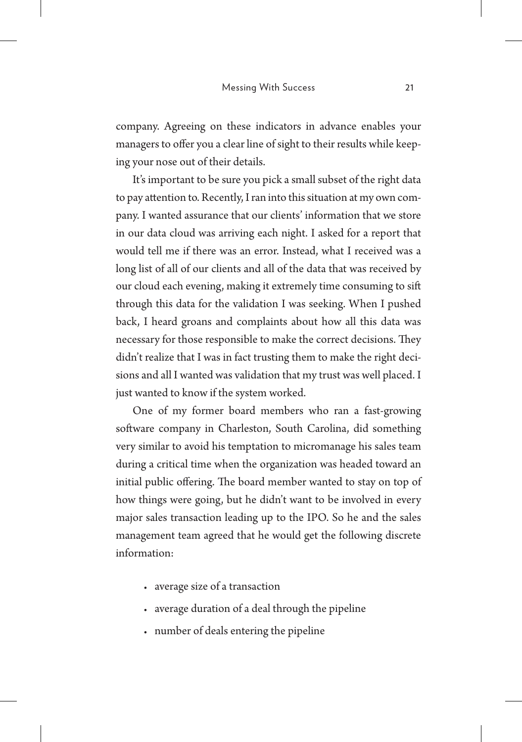company. Agreeing on these indicators in advance enables your managers to offer you a clear line of sight to their results while keeping your nose out of their details.

It's important to be sure you pick a small subset of the right data to pay attention to. Recently, I ran into this situation at my own company. I wanted assurance that our clients' information that we store in our data cloud was arriving each night. I asked for a report that would tell me if there was an error. Instead, what I received was a long list of all of our clients and all of the data that was received by our cloud each evening, making it extremely time consuming to sift through this data for the validation I was seeking. When I pushed back, I heard groans and complaints about how all this data was necessary for those responsible to make the correct decisions. They didn't realize that I was in fact trusting them to make the right decisions and all I wanted was validation that my trust was well placed. I just wanted to know if the system worked.

One of my former board members who ran a fast-growing software company in Charleston, South Carolina, did something very similar to avoid his temptation to micromanage his sales team during a critical time when the organization was headed toward an initial public offering. The board member wanted to stay on top of how things were going, but he didn't want to be involved in every major sales transaction leading up to the IPO. So he and the sales management team agreed that he would get the following discrete information:

- average size of a transaction
- average duration of a deal through the pipeline
- number of deals entering the pipeline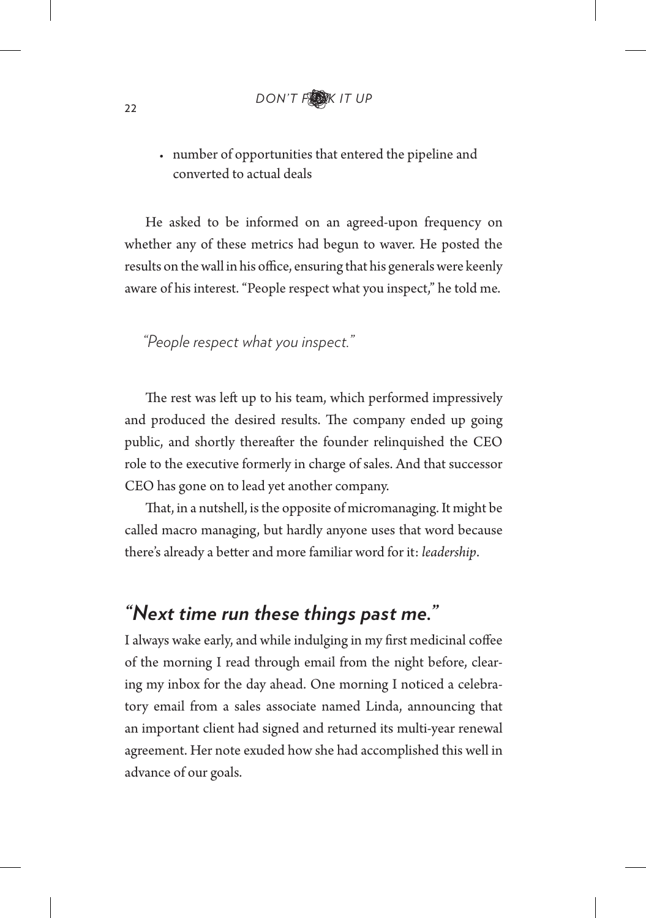- number of opportunities that entered the pipeline and converted to actual deals

He asked to be informed on an agreed-upon frequency on whether any of these metrics had begun to waver. He posted the results on the wall in his office, ensuring that his generals were keenly aware of his interest. "People respect what you inspect," he told me.

*"People respect what you inspect."*

The rest was left up to his team, which performed impressively and produced the desired results. The company ended up going public, and shortly thereafter the founder relinquished the CEO role to the executive formerly in charge of sales. And that successor CEO has gone on to lead yet another company.

That, in a nutshell, is the opposite of micromanaging. It might be called macro managing, but hardly anyone uses that word because there's already a better and more familiar word for it: *leadership*.

## *"Next time run these things past me."*

I always wake early, and while indulging in my first medicinal coffee of the morning I read through email from the night before, clearing my inbox for the day ahead. One morning I noticed a celebratory email from a sales associate named Linda, announcing that an important client had signed and returned its multi-year renewal agreement. Her note exuded how she had accomplished this well in advance of our goals.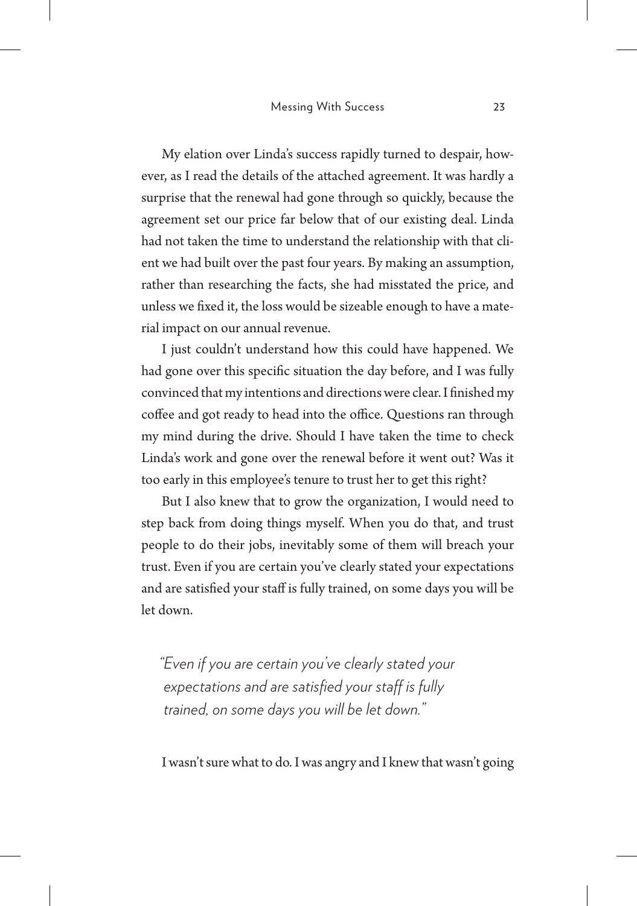My elation over Linda's success rapidly turned to despair, however, as I read the details of the attached agreement. It was hardly a surprise that the renewal had gone through so quickly, because the agreement set our price far below that of our existing deal. Linda had not taken the time to understand the relationship with that client we had built over the past four years. By making an assumption, rather than researching the facts, she had misstated the price, and unless we fixed it, the loss would be sizeable enough to have a material impact on our annual revenue.

I just couldn't understand how this could have happened. We had gone over this specific situation the day before, and I was fully convinced that my intentions and directions were clear. I finished my coffee and got ready to head into the office. Questions ran through my mind during the drive. Should I have taken the time to check Linda's work and gone over the renewal before it went out? Was it too early in this employee's tenure to trust her to get this right?

But I also knew that to grow the organization, I would need to step back from doing things myself. When you do that, and trust people to do their jobs, inevitably some of them will breach your trust. Even if you are certain you've clearly stated your expectations and are satisfied your staff is fully trained, on some days you will be let down.

> *"Even if you are certain you've clearly stated your expectations and are satisfied your staff is fully trained, on some days you will be let down."*

I wasn't sure what to do. I was angry and I knew that wasn't going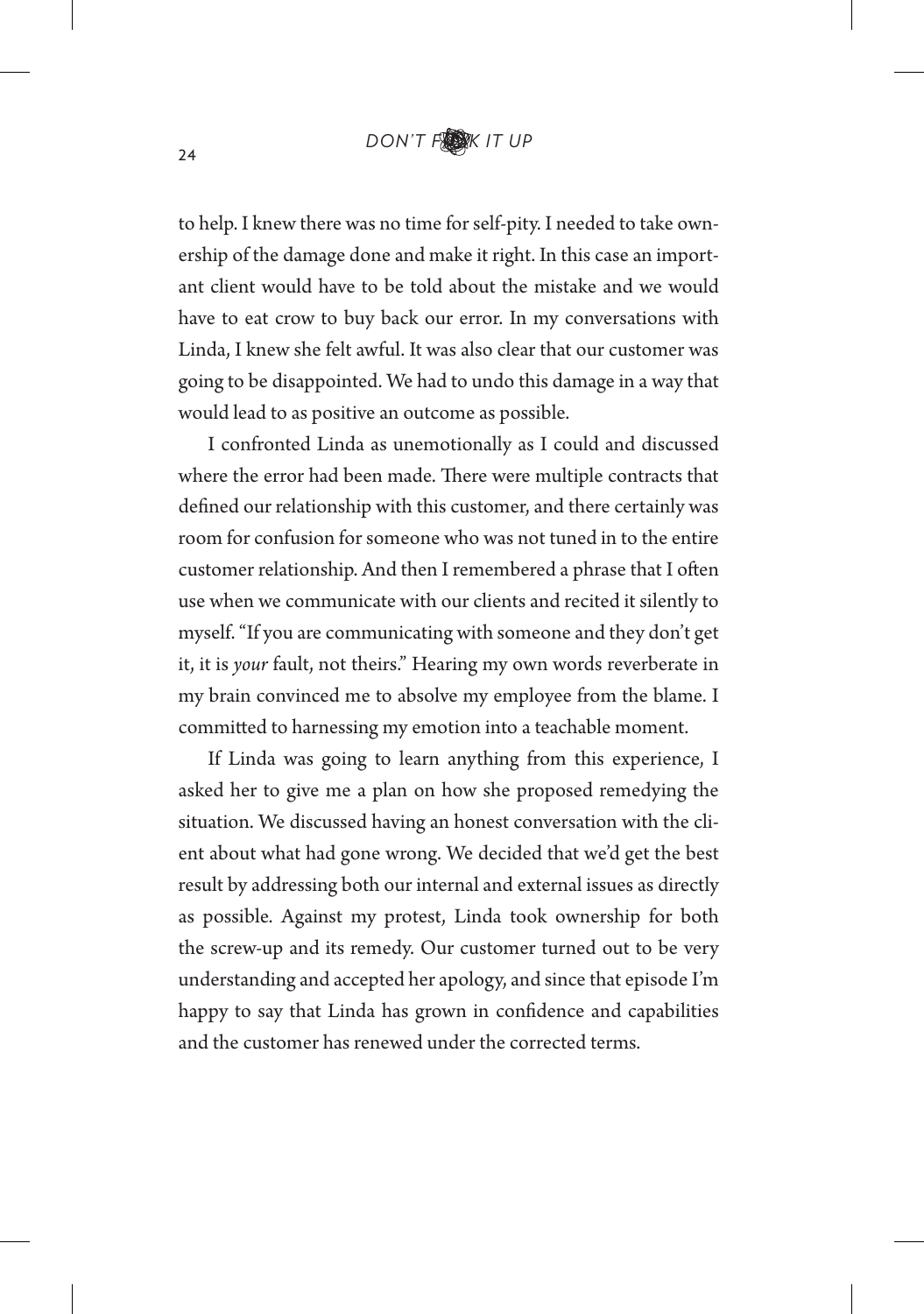to help. I knew there was no time for self-pity. I needed to take ownership of the damage done and make it right. In this case an important client would have to be told about the mistake and we would have to eat crow to buy back our error. In my conversations with Linda, I knew she felt awful. It was also clear that our customer was going to be disappointed. We had to undo this damage in a way that would lead to as positive an outcome as possible.

I confronted Linda as unemotionally as I could and discussed where the error had been made. There were multiple contracts that defined our relationship with this customer, and there certainly was room for confusion for someone who was not tuned in to the entire customer relationship. And then I remembered a phrase that I often use when we communicate with our clients and recited it silently to myself. "If you are communicating with someone and they don't get it, it is *your* fault, not theirs." Hearing my own words reverberate in my brain convinced me to absolve my employee from the blame. I committed to harnessing my emotion into a teachable moment.

If Linda was going to learn anything from this experience, I asked her to give me a plan on how she proposed remedying the situation. We discussed having an honest conversation with the client about what had gone wrong. We decided that we'd get the best result by addressing both our internal and external issues as directly as possible. Against my protest, Linda took ownership for both the screw-up and its remedy. Our customer turned out to be very understanding and accepted her apology, and since that episode I'm happy to say that Linda has grown in confidence and capabilities and the customer has renewed under the corrected terms.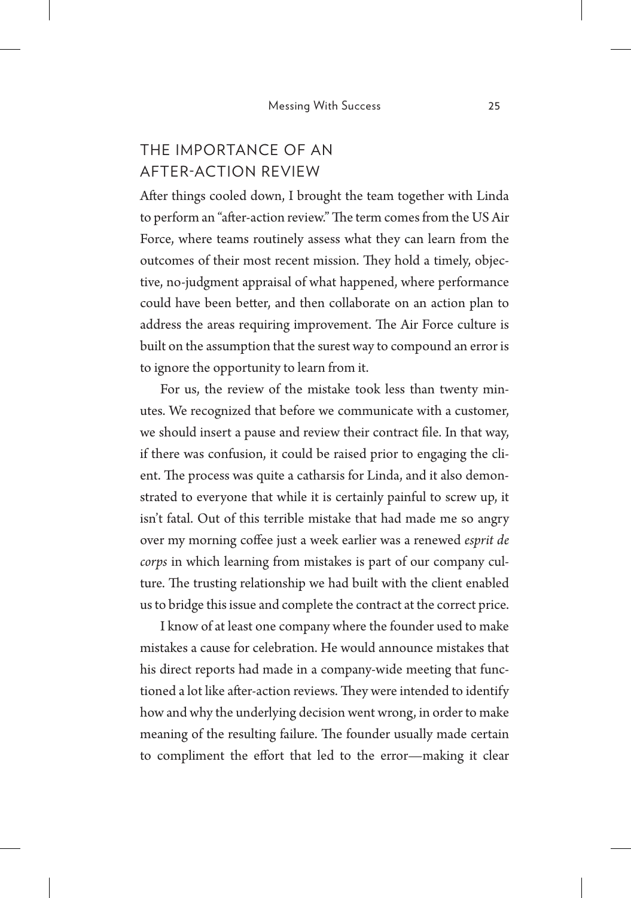## THE IMPORTANCE OF AN AFTER-ACTION REVIEW

After things cooled down, I brought the team together with Linda to perform an "after-action review." The term comes from the US Air Force, where teams routinely assess what they can learn from the outcomes of their most recent mission. They hold a timely, objective, no-judgment appraisal of what happened, where performance could have been better, and then collaborate on an action plan to address the areas requiring improvement. The Air Force culture is built on the assumption that the surest way to compound an error is to ignore the opportunity to learn from it.

For us, the review of the mistake took less than twenty minutes. We recognized that before we communicate with a customer, we should insert a pause and review their contract file. In that way, if there was confusion, it could be raised prior to engaging the client. The process was quite a catharsis for Linda, and it also demonstrated to everyone that while it is certainly painful to screw up, it isn't fatal. Out of this terrible mistake that had made me so angry over my morning coffee just a week earlier was a renewed *esprit de corps* in which learning from mistakes is part of our company culture. The trusting relationship we had built with the client enabled us to bridge this issue and complete the contract at the correct price.

I know of at least one company where the founder used to make mistakes a cause for celebration. He would announce mistakes that his direct reports had made in a company-wide meeting that functioned a lot like after-action reviews. They were intended to identify how and why the underlying decision went wrong, in order to make meaning of the resulting failure. The founder usually made certain to compliment the effort that led to the error—making it clear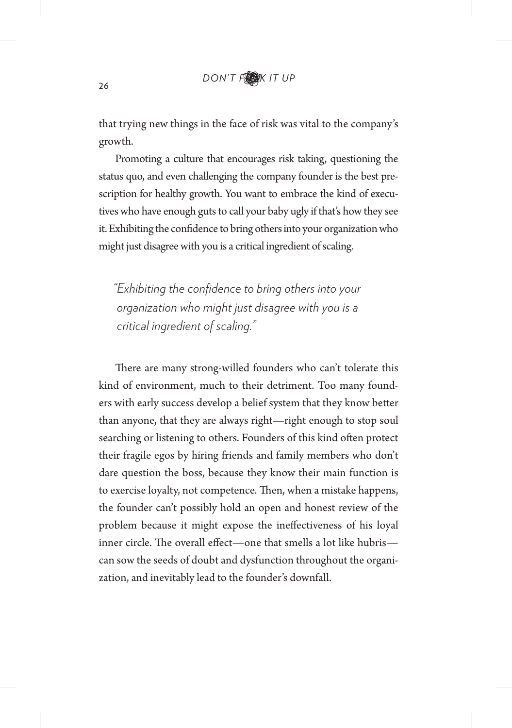that trying new things in the face of risk was vital to the company's growth.

Promoting a culture that encourages risk taking, questioning the status quo, and even challenging the company founder is the best prescription for healthy growth. You want to embrace the kind of executives who have enough guts to call your baby ugly if that's how they see it. Exhibiting the confidence to bring others into your organization who might just disagree with you is a critical ingredient of scaling.

> *"Exhibiting the confidence to bring others into your organization who might just disagree with you is a critical ingredient of scaling."*

There are many strong-willed founders who can't tolerate this kind of environment, much to their detriment. Too many founders with early success develop a belief system that they know better than anyone, that they are always right—right enough to stop soul searching or listening to others. Founders of this kind often protect their fragile egos by hiring friends and family members who don't dare question the boss, because they know their main function is to exercise loyalty, not competence. Then, when a mistake happens, the founder can't possibly hold an open and honest review of the problem because it might expose the ineffectiveness of his loyal inner circle. The overall effect—one that smells a lot like hubris—can sow the seeds of doubt and dysfunction throughout the organization, and inevitably lead to the founder's downfall.